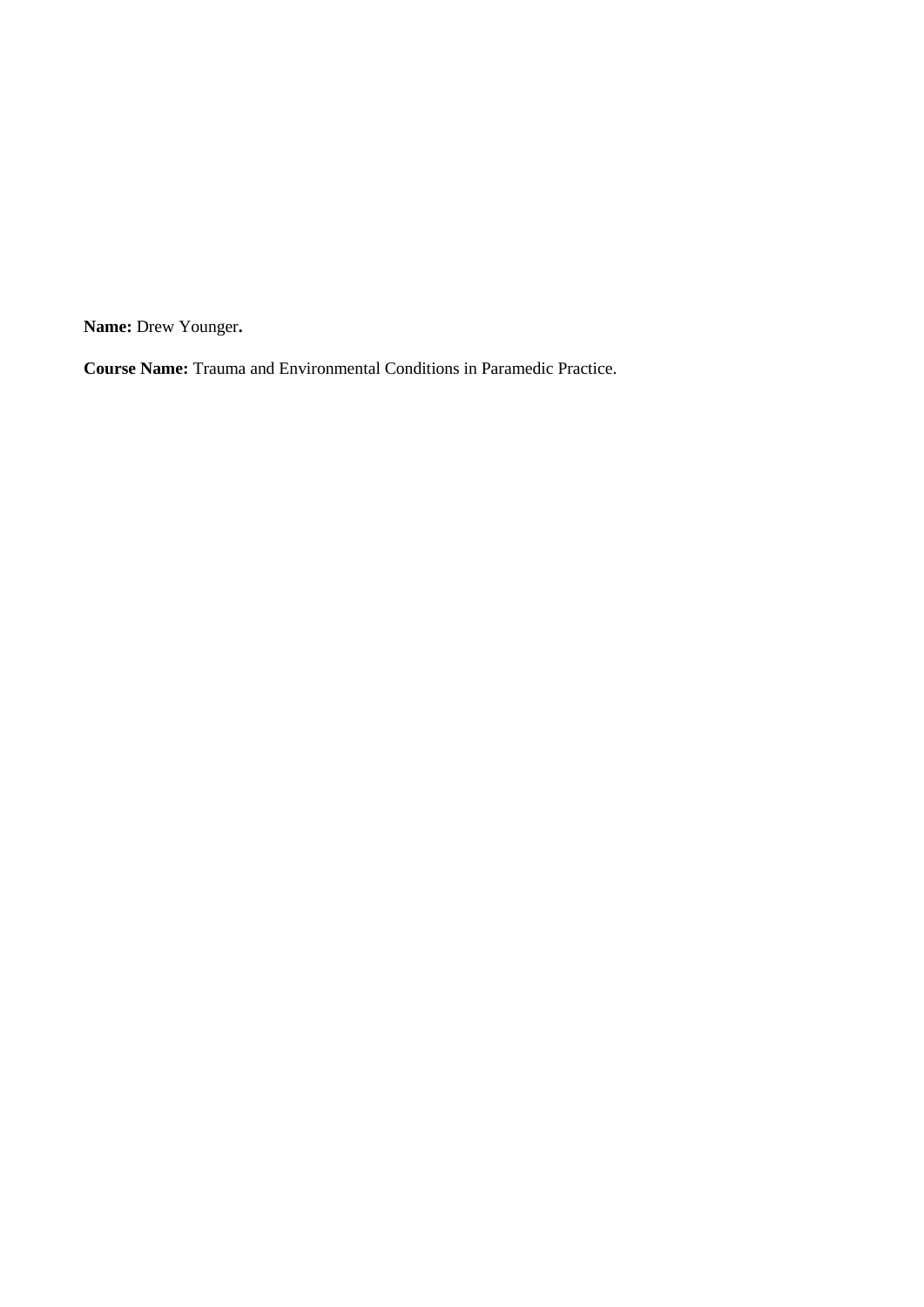**Name:** Drew Younger**.**

**Course Name:** Trauma and Environmental Conditions in Paramedic Practice.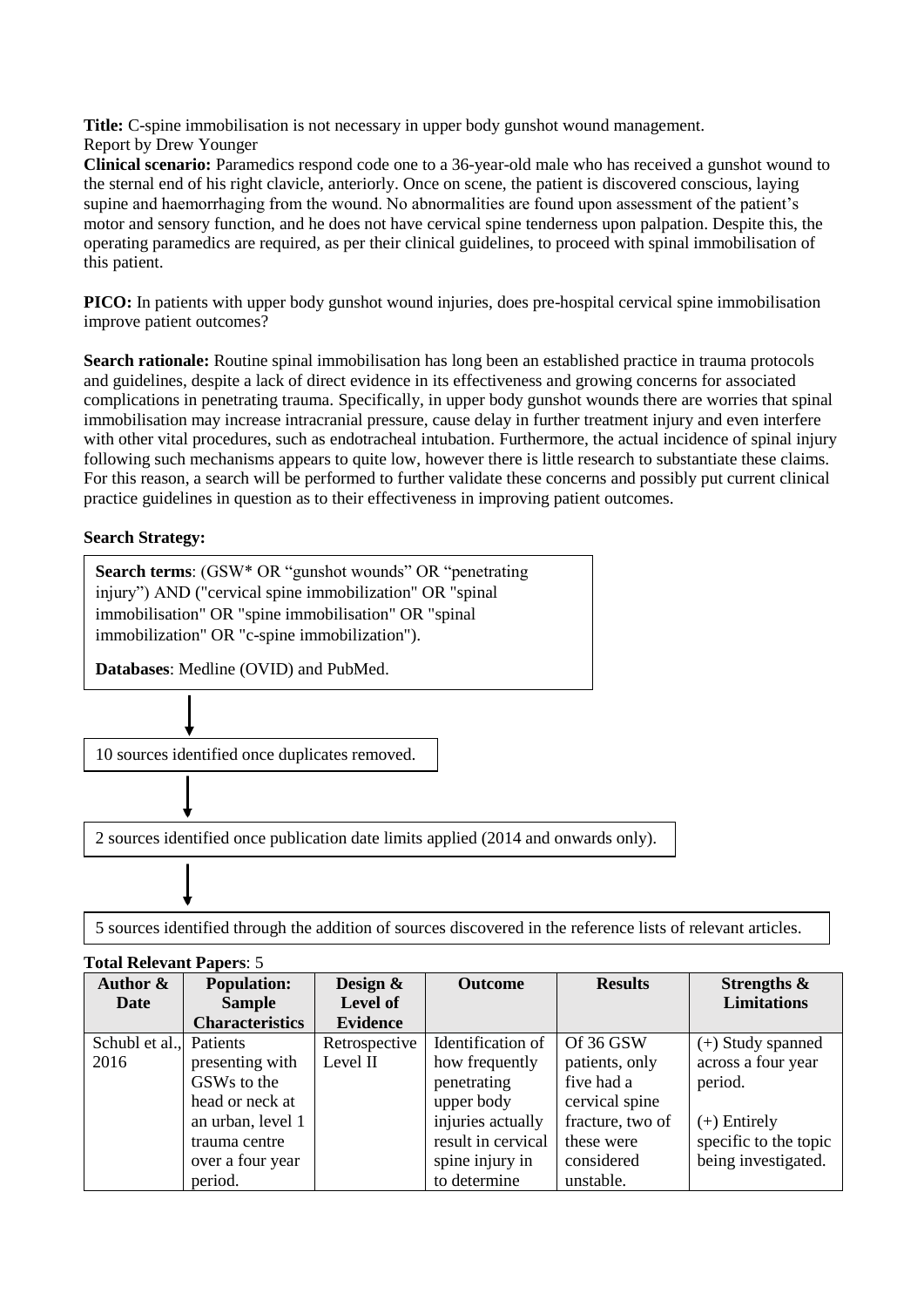**Title:** C-spine immobilisation is not necessary in upper body gunshot wound management.

Report by Drew Younger

**Clinical scenario:** Paramedics respond code one to a 36-year-old male who has received a gunshot wound to the sternal end of his right clavicle, anteriorly. Once on scene, the patient is discovered conscious, laying supine and haemorrhaging from the wound. No abnormalities are found upon assessment of the patient's motor and sensory function, and he does not have cervical spine tenderness upon palpation. Despite this, the operating paramedics are required, as per their clinical guidelines, to proceed with spinal immobilisation of this patient.

**PICO:** In patients with upper body gunshot wound injuries, does pre-hospital cervical spine immobilisation improve patient outcomes?

**Search rationale:** Routine spinal immobilisation has long been an established practice in trauma protocols and guidelines, despite a lack of direct evidence in its effectiveness and growing concerns for associated complications in penetrating trauma. Specifically, in upper body gunshot wounds there are worries that spinal immobilisation may increase intracranial pressure, cause delay in further treatment injury and even interfere with other vital procedures, such as endotracheal intubation. Furthermore, the actual incidence of spinal injury following such mechanisms appears to quite low, however there is little research to substantiate these claims. For this reason, a search will be performed to further validate these concerns and possibly put current clinical practice guidelines in question as to their effectiveness in improving patient outcomes.

**Search Strategy:**

**Search terms**: (GSW* OR "gunshot wounds" OR "penetrating injury") AND ("cervical spine immobilization" OR "spinal immobilisation" OR "spine immobilisation" OR "spinal immobilization" OR "c-spine immobilization").

**Databases**: Medline (OVID) and PubMed.

↓

10 sources identified once duplicates removed.

↓

2 sources identified once publication date limits applied (2014 and onwards only).

↓

5 sources identified through the addition of sources discovered in the reference lists of relevant articles.

**Total Relevant Papers**: 5

| Author & Date | Population: Sample Characteristics | Design & Level of Evidence | Outcome | Results | Strengths & Limitations |
|---|---|---|---|---|---|
| Schubl et al., 2016 | Patients presenting with GSWs to the head or neck at an urban, level 1 trauma centre over a four year period. | Retrospective Level II | Identification of how frequently penetrating upper body injuries actually result in cervical spine injury in to determine | Of 36 GSW patients, only five had a cervical spine fracture, two of these were considered unstable. | (+) Study spanned across a four year period.<br><br>(+) Entirely specific to the topic being investigated. |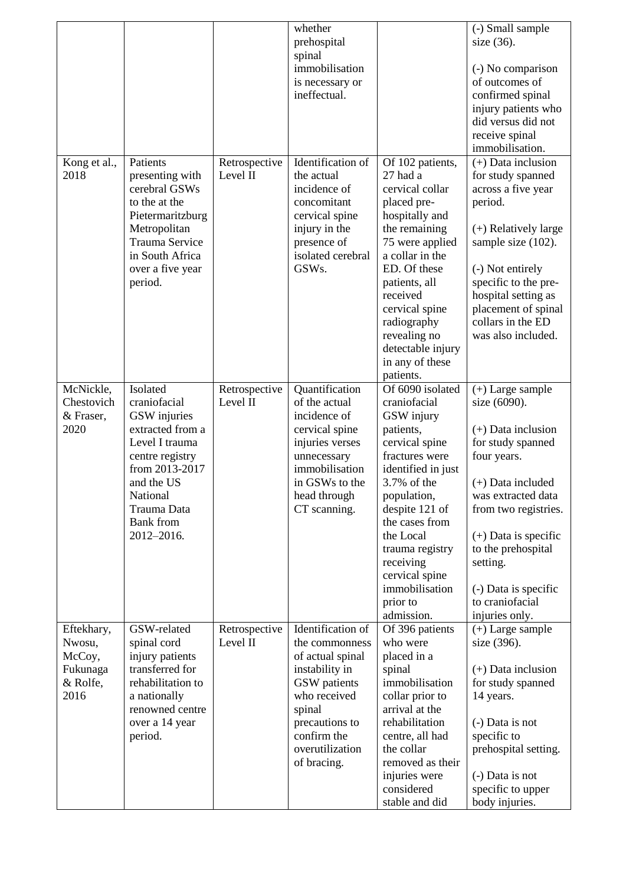| | | | whether prehospital spinal immobilisation is necessary or ineffectual. | | (-) Small sample size (36).<br><br>(-) No comparison of outcomes of confirmed spinal injury patients who did versus did not receive spinal immobilisation. |
|---|---|---|---|---|---|
| Kong et al., 2018 | Patients presenting with cerebral GSWs to the at the Pietermaritzburg Metropolitan Trauma Service in South Africa over a five year period. | Retrospective Level II | Identification of the actual incidence of concomitant cervical spine injury in the presence of isolated cerebral GSWs. | Of 102 patients, 27 had a cervical collar placed pre-hospitally and the remaining 75 were applied a collar in the ED. Of these patients, all received cervical spine radiography revealing no detectable injury in any of these patients. | (+) Data inclusion for study spanned across a five year period.<br><br>(+) Relatively large sample size (102).<br><br>(-) Not entirely specific to the pre-hospital setting as placement of spinal collars in the ED was also included. |
| McNickle, Chestovich & Fraser, 2020 | Isolated craniofacial GSW injuries extracted from a Level I trauma centre registry from 2013-2017 and the US National Trauma Data Bank from 2012–2016. | Retrospective Level II | Quantification of the actual incidence of cervical spine injuries verses unnecessary immobilisation in GSWs to the head through CT scanning. | Of 6090 isolated craniofacial GSW injury patients, cervical spine fractures were identified in just 3.7% of the population, despite 121 of the cases from the Local trauma registry receiving cervical spine immobilisation prior to admission. | (+) Large sample size (6090).<br><br>(+) Data inclusion for study spanned four years.<br><br>(+) Data included was extracted data from two registries.<br><br>(+) Data is specific to the prehospital setting.<br><br>(-) Data is specific to craniofacial injuries only. |
| Eftekhary, Nwosu, McCoy, Fukunaga & Rolfe, 2016 | GSW-related spinal cord injury patients transferred for rehabilitation to a nationally renowned centre over a 14 year period. | Retrospective Level II | Identification of the commonness of actual spinal instability in GSW patients who received spinal precautions to confirm the overutilization of bracing. | Of 396 patients who were placed in a spinal immobilisation collar prior to arrival at the rehabilitation centre, all had the collar removed as their injuries were considered stable and did | (+) Large sample size (396).<br><br>(+) Data inclusion for study spanned 14 years.<br><br>(-) Data is not specific to prehospital setting.<br><br>(-) Data is not specific to upper body injuries. |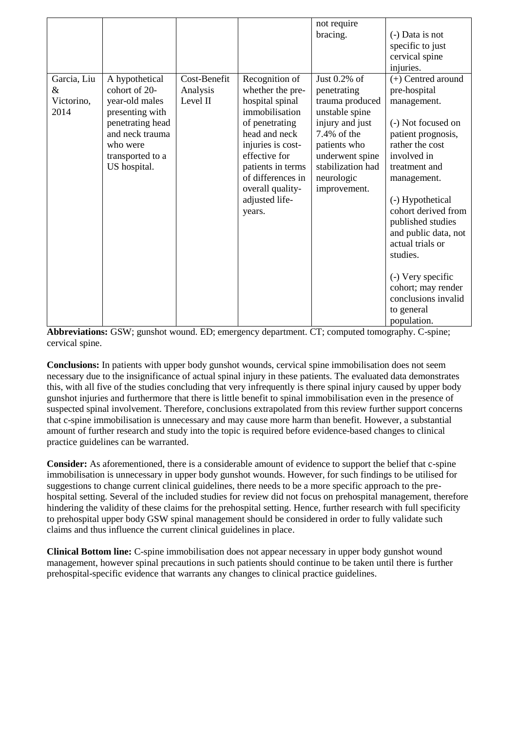| | | | | not require bracing. | (-) Data is not specific to just cervical spine injuries. |
|---|---|---|---|---|---|
| Garcia, Liu & Victorino, 2014 | A hypothetical cohort of 20-year-old males presenting with penetrating head and neck trauma who were transported to a US hospital. | Cost-Benefit Analysis Level II | Recognition of whether the pre-hospital spinal immobilisation of penetrating head and neck injuries is cost-effective for patients in terms of differences in overall quality-adjusted life-years. | Just 0.2% of penetrating trauma produced unstable spine injury and just 7.4% of the patients who underwent spine stabilization had neurologic improvement. | (+) Centred around pre-hospital management.<br><br>(-) Not focused on patient prognosis, rather the cost involved in treatment and management.<br><br>(-) Hypothetical cohort derived from published studies and public data, not actual trials or studies.<br><br>(-) Very specific cohort; may render conclusions invalid to general population. |

**Abbreviations:** GSW; gunshot wound. ED; emergency department. CT; computed tomography. C-spine; cervical spine.

**Conclusions:** In patients with upper body gunshot wounds, cervical spine immobilisation does not seem necessary due to the insignificance of actual spinal injury in these patients. The evaluated data demonstrates this, with all five of the studies concluding that very infrequently is there spinal injury caused by upper body gunshot injuries and furthermore that there is little benefit to spinal immobilisation even in the presence of suspected spinal involvement. Therefore, conclusions extrapolated from this review further support concerns that c-spine immobilisation is unnecessary and may cause more harm than benefit. However, a substantial amount of further research and study into the topic is required before evidence-based changes to clinical practice guidelines can be warranted.

**Consider:** As aforementioned, there is a considerable amount of evidence to support the belief that c-spine immobilisation is unnecessary in upper body gunshot wounds. However, for such findings to be utilised for suggestions to change current clinical guidelines, there needs to be a more specific approach to the pre-hospital setting. Several of the included studies for review did not focus on prehospital management, therefore hindering the validity of these claims for the prehospital setting. Hence, further research with full specificity to prehospital upper body GSW spinal management should be considered in order to fully validate such claims and thus influence the current clinical guidelines in place.

**Clinical Bottom line:** C-spine immobilisation does not appear necessary in upper body gunshot wound management, however spinal precautions in such patients should continue to be taken until there is further prehospital-specific evidence that warrants any changes to clinical practice guidelines.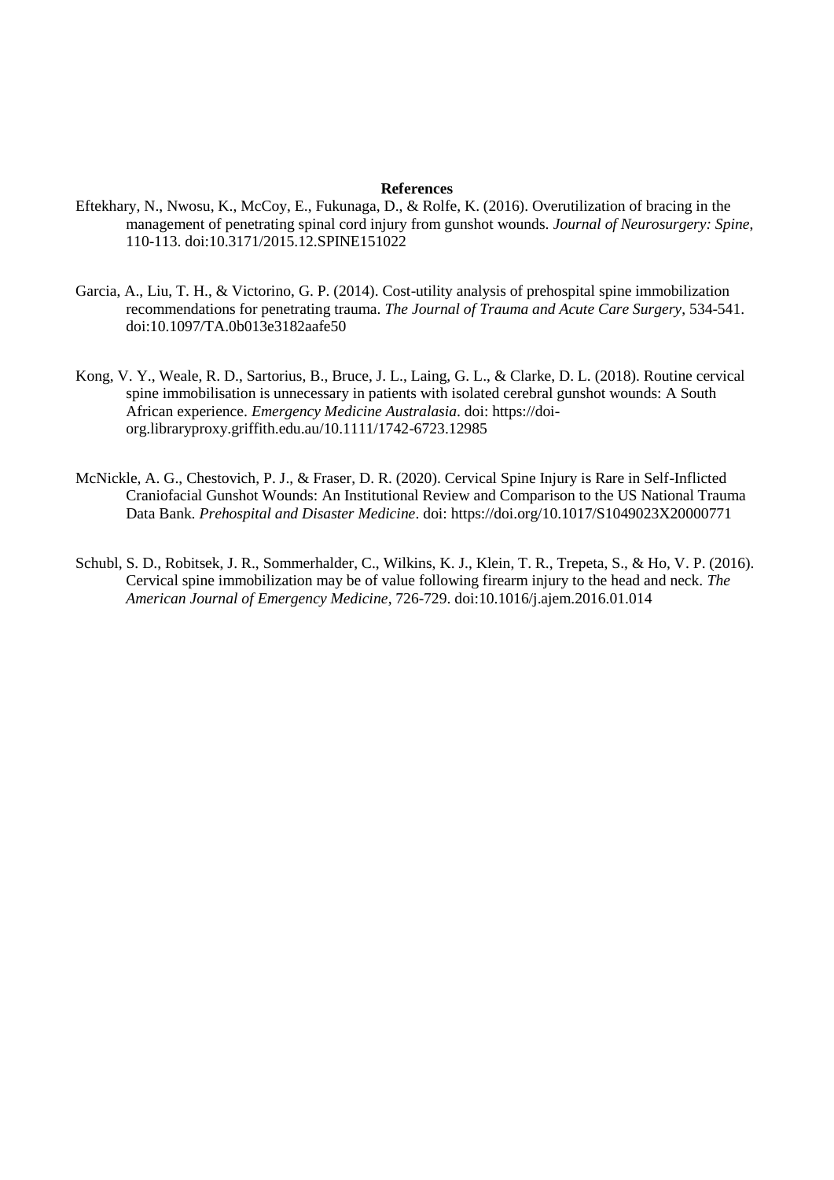**References**

Eftekhary, N., Nwosu, K., McCoy, E., Fukunaga, D., & Rolfe, K. (2016). Overutilization of bracing in the management of penetrating spinal cord injury from gunshot wounds. *Journal of Neurosurgery: Spine*, 110-113. doi:10.3171/2015.12.SPINE151022

Garcia, A., Liu, T. H., & Victorino, G. P. (2014). Cost-utility analysis of prehospital spine immobilization recommendations for penetrating trauma. *The Journal of Trauma and Acute Care Surgery*, 534-541. doi:10.1097/TA.0b013e3182aafe50

Kong, V. Y., Weale, R. D., Sartorius, B., Bruce, J. L., Laing, G. L., & Clarke, D. L. (2018). Routine cervical spine immobilisation is unnecessary in patients with isolated cerebral gunshot wounds: A South African experience. *Emergency Medicine Australasia*. doi: https://doi-org.libraryproxy.griffith.edu.au/10.1111/1742-6723.12985

McNickle, A. G., Chestovich, P. J., & Fraser, D. R. (2020). Cervical Spine Injury is Rare in Self-Inflicted Craniofacial Gunshot Wounds: An Institutional Review and Comparison to the US National Trauma Data Bank. *Prehospital and Disaster Medicine*. doi: https://doi.org/10.1017/S1049023X20000771

Schubl, S. D., Robitsek, J. R., Sommerhalder, C., Wilkins, K. J., Klein, T. R., Trepeta, S., & Ho, V. P. (2016). Cervical spine immobilization may be of value following firearm injury to the head and neck. *The American Journal of Emergency Medicine*, 726-729. doi:10.1016/j.ajem.2016.01.014